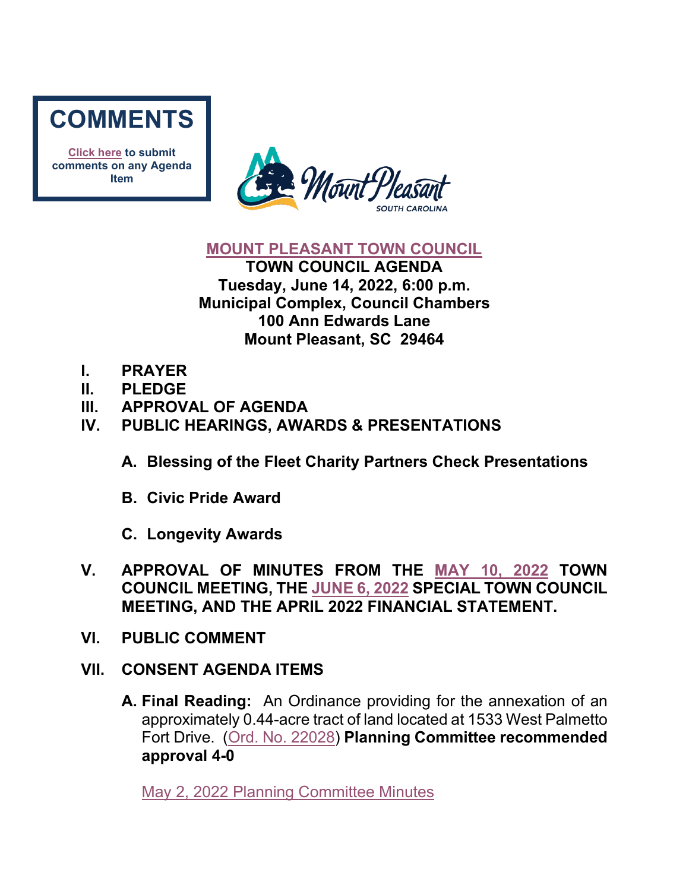**COMMENTS**

Click here to submit comments on any Agenda Item

# MOUNT PLEASANT TOWN COUNCIL

**TOWN COUNCIL AGENDA**
**Tuesday, June 14, 2022, 6:00 p.m.**
**Municipal Complex, Council Chambers**
**100 Ann Edwards Lane**
**Mount Pleasant, SC 29464**

**I. PRAYER**

**II. PLEDGE**

**III. APPROVAL OF AGENDA**

**IV. PUBLIC HEARINGS, AWARDS & PRESENTATIONS**

**A. Blessing of the Fleet Charity Partners Check Presentations**

**B. Civic Pride Award**

**C. Longevity Awards**

**V. APPROVAL OF MINUTES FROM THE MAY 10, 2022 TOWN COUNCIL MEETING, THE JUNE 6, 2022 SPECIAL TOWN COUNCIL MEETING, AND THE APRIL 2022 FINANCIAL STATEMENT.**

**VI. PUBLIC COMMENT**

**VII. CONSENT AGENDA ITEMS**

**A. Final Reading:** An Ordinance providing for the annexation of an approximately 0.44-acre tract of land located at 1533 West Palmetto Fort Drive. (Ord. No. 22028) **Planning Committee recommended approval 4-0**

May 2, 2022 Planning Committee Minutes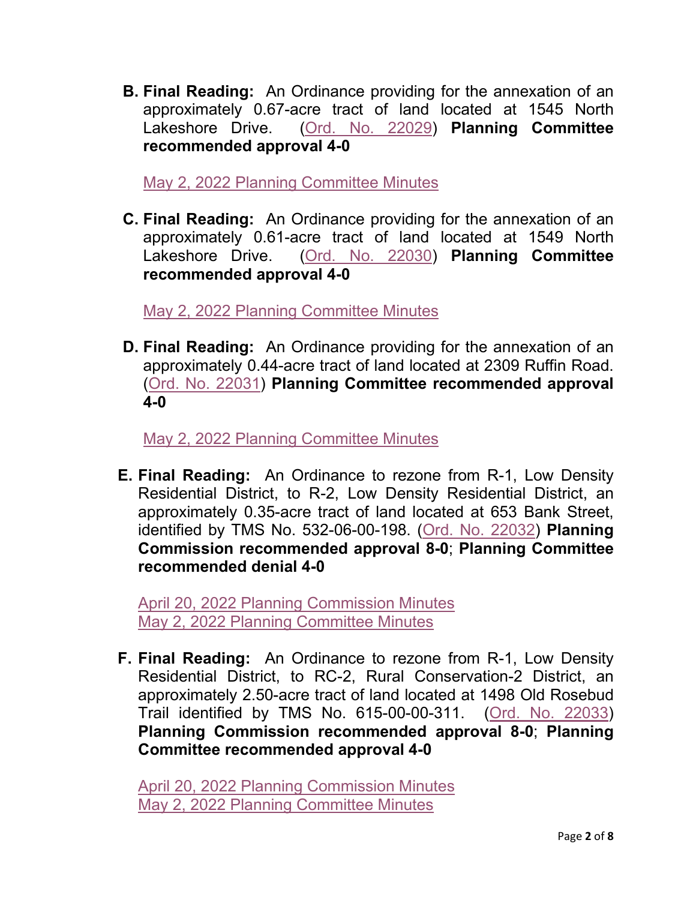B. **Final Reading:** An Ordinance providing for the annexation of an approximately 0.67-acre tract of land located at 1545 North Lakeshore Drive. (Ord. No. 22029) **Planning Committee recommended approval 4-0**

   May 2, 2022 Planning Committee Minutes

C. **Final Reading:** An Ordinance providing for the annexation of an approximately 0.61-acre tract of land located at 1549 North Lakeshore Drive. (Ord. No. 22030) **Planning Committee recommended approval 4-0**

   May 2, 2022 Planning Committee Minutes

D. **Final Reading:** An Ordinance providing for the annexation of an approximately 0.44-acre tract of land located at 2309 Ruffin Road. (Ord. No. 22031) **Planning Committee recommended approval 4-0**

   May 2, 2022 Planning Committee Minutes

E. **Final Reading:** An Ordinance to rezone from R-1, Low Density Residential District, to R-2, Low Density Residential District, an approximately 0.35-acre tract of land located at 653 Bank Street, identified by TMS No. 532-06-00-198. (Ord. No. 22032) **Planning Commission recommended approval 8-0**; **Planning Committee recommended denial 4-0**

   April 20, 2022 Planning Commission Minutes
   May 2, 2022 Planning Committee Minutes

F. **Final Reading:** An Ordinance to rezone from R-1, Low Density Residential District, to RC-2, Rural Conservation-2 District, an approximately 2.50-acre tract of land located at 1498 Old Rosebud Trail identified by TMS No. 615-00-00-311. (Ord. No. 22033) **Planning Commission recommended approval 8-0**; **Planning Committee recommended approval 4-0**

   April 20, 2022 Planning Commission Minutes
   May 2, 2022 Planning Committee Minutes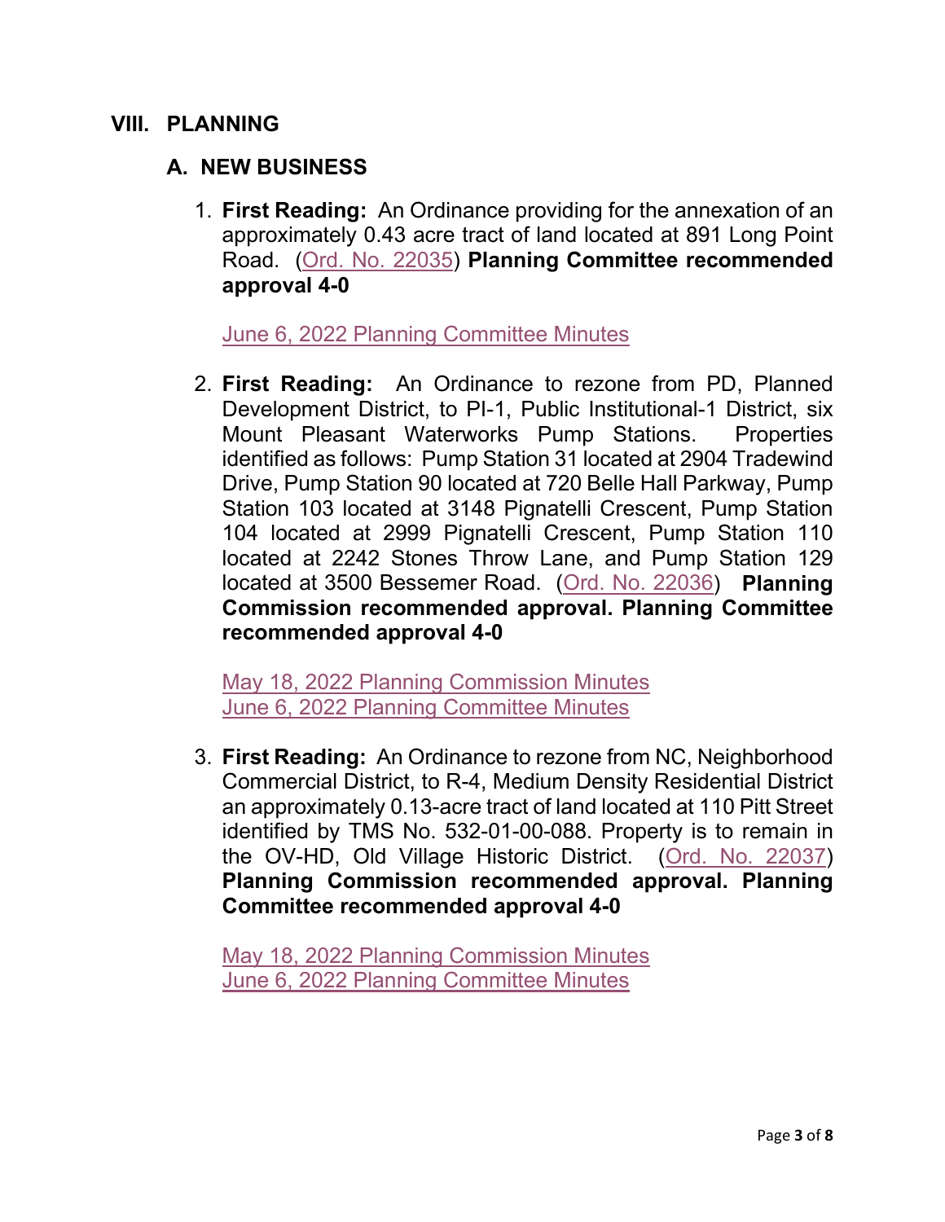# VIII. PLANNING

## A. NEW BUSINESS

1. **First Reading:** An Ordinance providing for the annexation of an approximately 0.43 acre tract of land located at 891 Long Point Road. (Ord. No. 22035) **Planning Committee recommended approval 4-0**

   June 6, 2022 Planning Committee Minutes

2. **First Reading:** An Ordinance to rezone from PD, Planned Development District, to PI-1, Public Institutional-1 District, six Mount Pleasant Waterworks Pump Stations. Properties identified as follows: Pump Station 31 located at 2904 Tradewind Drive, Pump Station 90 located at 720 Belle Hall Parkway, Pump Station 103 located at 3148 Pignatelli Crescent, Pump Station 104 located at 2999 Pignatelli Crescent, Pump Station 110 located at 2242 Stones Throw Lane, and Pump Station 129 located at 3500 Bessemer Road. (Ord. No. 22036) **Planning Commission recommended approval. Planning Committee recommended approval 4-0**

   May 18, 2022 Planning Commission Minutes
   June 6, 2022 Planning Committee Minutes

3. **First Reading:** An Ordinance to rezone from NC, Neighborhood Commercial District, to R-4, Medium Density Residential District an approximately 0.13-acre tract of land located at 110 Pitt Street identified by TMS No. 532-01-00-088. Property is to remain in the OV-HD, Old Village Historic District. (Ord. No. 22037) **Planning Commission recommended approval. Planning Committee recommended approval 4-0**

   May 18, 2022 Planning Commission Minutes
   June 6, 2022 Planning Committee Minutes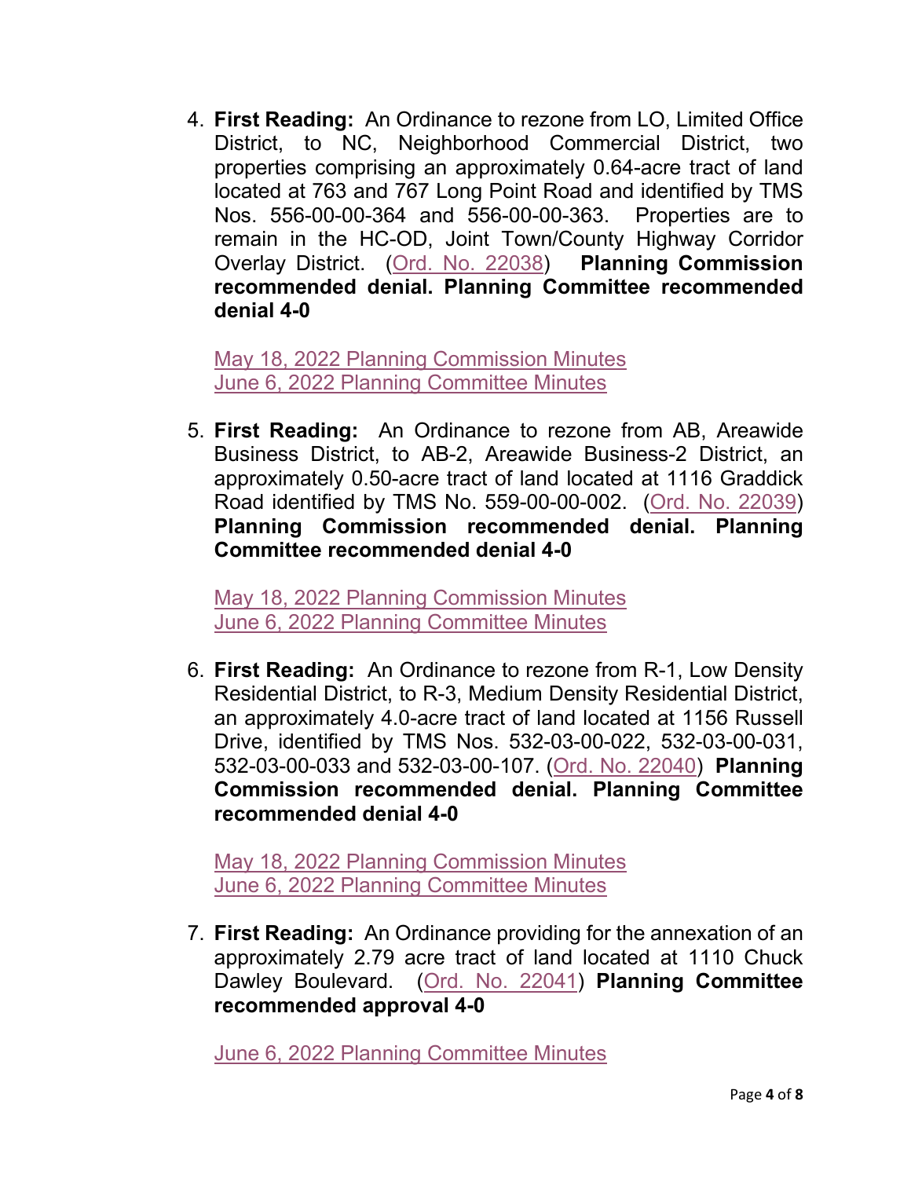4. **First Reading:** An Ordinance to rezone from LO, Limited Office District, to NC, Neighborhood Commercial District, two properties comprising an approximately 0.64-acre tract of land located at 763 and 767 Long Point Road and identified by TMS Nos. 556-00-00-364 and 556-00-00-363. Properties are to remain in the HC-OD, Joint Town/County Highway Corridor Overlay District. (Ord. No. 22038) **Planning Commission recommended denial. Planning Committee recommended denial 4-0**

   May 18, 2022 Planning Commission Minutes
   June 6, 2022 Planning Committee Minutes

5. **First Reading:** An Ordinance to rezone from AB, Areawide Business District, to AB-2, Areawide Business-2 District, an approximately 0.50-acre tract of land located at 1116 Graddick Road identified by TMS No. 559-00-00-002. (Ord. No. 22039) **Planning Commission recommended denial. Planning Committee recommended denial 4-0**

   May 18, 2022 Planning Commission Minutes
   June 6, 2022 Planning Committee Minutes

6. **First Reading:** An Ordinance to rezone from R-1, Low Density Residential District, to R-3, Medium Density Residential District, an approximately 4.0-acre tract of land located at 1156 Russell Drive, identified by TMS Nos. 532-03-00-022, 532-03-00-031, 532-03-00-033 and 532-03-00-107. (Ord. No. 22040) **Planning Commission recommended denial. Planning Committee recommended denial 4-0**

   May 18, 2022 Planning Commission Minutes
   June 6, 2022 Planning Committee Minutes

7. **First Reading:** An Ordinance providing for the annexation of an approximately 2.79 acre tract of land located at 1110 Chuck Dawley Boulevard. (Ord. No. 22041) **Planning Committee recommended approval 4-0**

   June 6, 2022 Planning Committee Minutes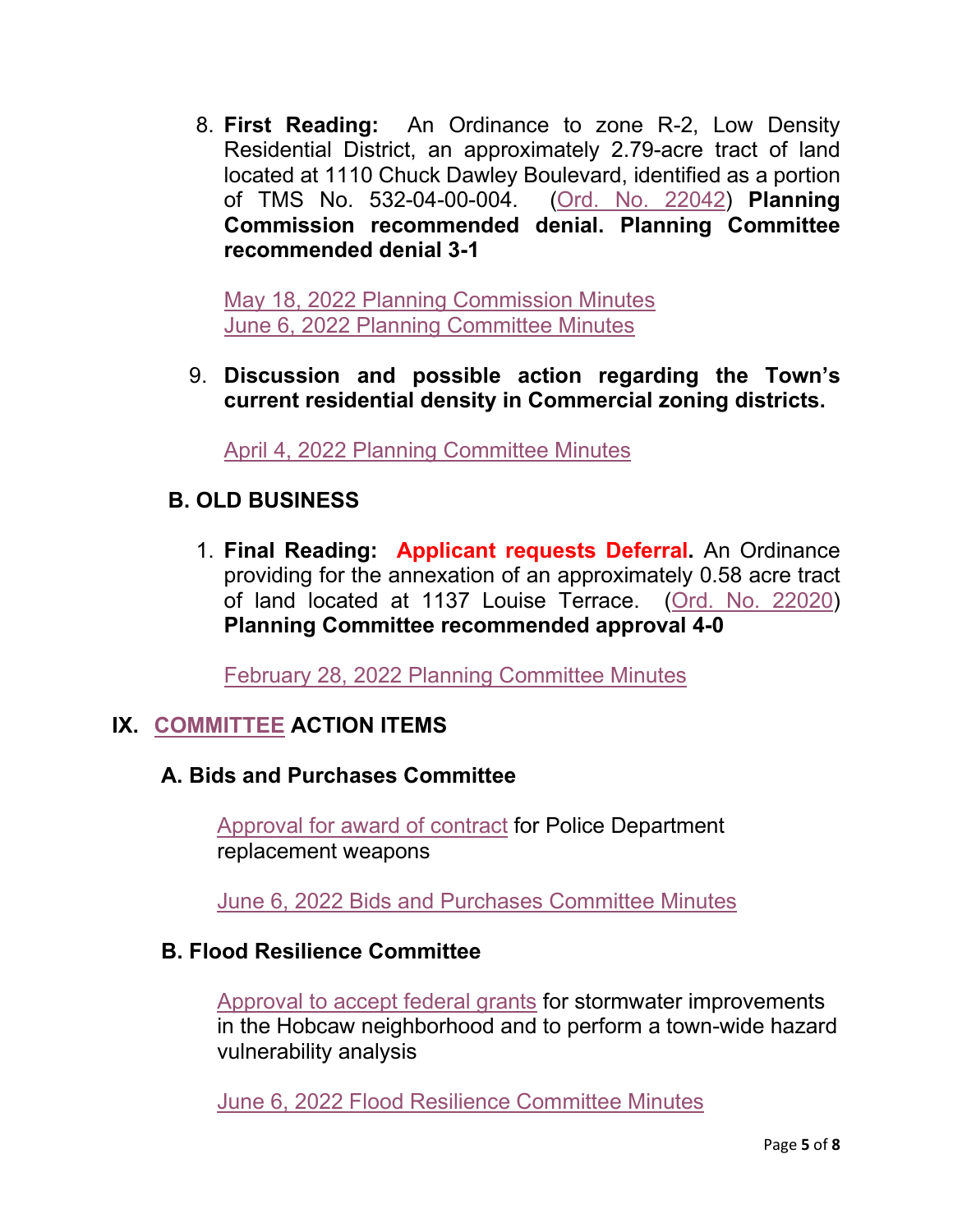8. **First Reading:** An Ordinance to zone R-2, Low Density Residential District, an approximately 2.79-acre tract of land located at 1110 Chuck Dawley Boulevard, identified as a portion of TMS No. 532-04-00-004. (Ord. No. 22042) **Planning Commission recommended denial. Planning Committee recommended denial 3-1**

   May 18, 2022 Planning Commission Minutes
   June 6, 2022 Planning Committee Minutes

9. **Discussion and possible action regarding the Town's current residential density in Commercial zoning districts.**

   April 4, 2022 Planning Committee Minutes

### B. OLD BUSINESS

1. **Final Reading: Applicant requests Deferral.** An Ordinance providing for the annexation of an approximately 0.58 acre tract of land located at 1137 Louise Terrace. (Ord. No. 22020) **Planning Committee recommended approval 4-0**

   February 28, 2022 Planning Committee Minutes

## IX. COMMITTEE ACTION ITEMS

### A. Bids and Purchases Committee

Approval for award of contract for Police Department replacement weapons

June 6, 2022 Bids and Purchases Committee Minutes

### B. Flood Resilience Committee

Approval to accept federal grants for stormwater improvements in the Hobcaw neighborhood and to perform a town-wide hazard vulnerability analysis

June 6, 2022 Flood Resilience Committee Minutes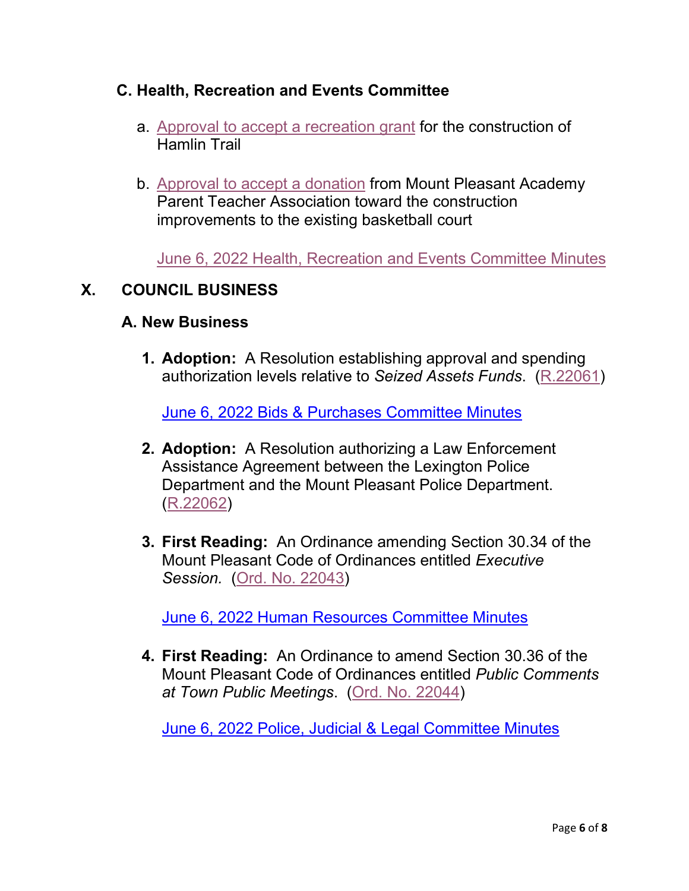### C. Health, Recreation and Events Committee

a. Approval to accept a recreation grant for the construction of Hamlin Trail

b. Approval to accept a donation from Mount Pleasant Academy Parent Teacher Association toward the construction improvements to the existing basketball court

June 6, 2022 Health, Recreation and Events Committee Minutes

## X. COUNCIL BUSINESS

### A. New Business

1. **Adoption:** A Resolution establishing approval and spending authorization levels relative to *Seized Assets Funds*. (R.22061)

   June 6, 2022 Bids & Purchases Committee Minutes

2. **Adoption:** A Resolution authorizing a Law Enforcement Assistance Agreement between the Lexington Police Department and the Mount Pleasant Police Department. (R.22062)

3. **First Reading:** An Ordinance amending Section 30.34 of the Mount Pleasant Code of Ordinances entitled *Executive Session.* (Ord. No. 22043)

   June 6, 2022 Human Resources Committee Minutes

4. **First Reading:** An Ordinance to amend Section 30.36 of the Mount Pleasant Code of Ordinances entitled *Public Comments at Town Public Meetings*. (Ord. No. 22044)

   June 6, 2022 Police, Judicial & Legal Committee Minutes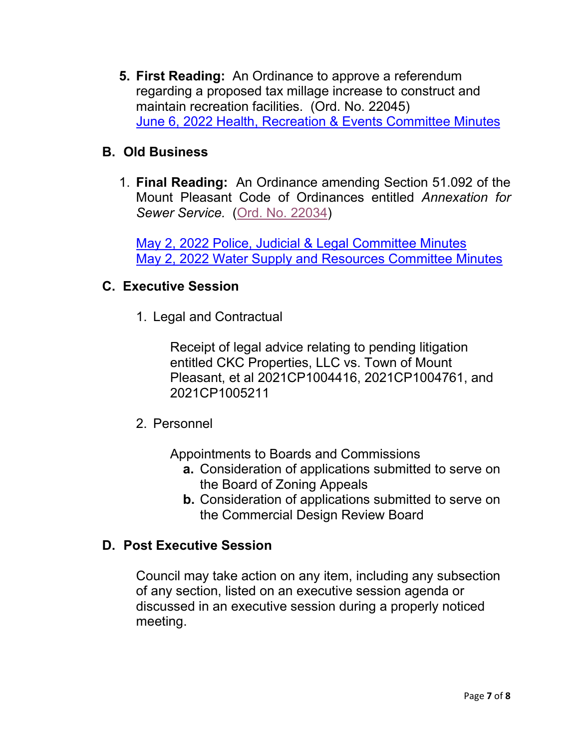5. **First Reading:** An Ordinance to approve a referendum regarding a proposed tax millage increase to construct and maintain recreation facilities. (Ord. No. 22045)
   June 6, 2022 Health, Recreation & Events Committee Minutes

## B. Old Business

1. **Final Reading:** An Ordinance amending Section 51.092 of the Mount Pleasant Code of Ordinances entitled *Annexation for Sewer Service.* (Ord. No. 22034)

   May 2, 2022 Police, Judicial & Legal Committee Minutes
   May 2, 2022 Water Supply and Resources Committee Minutes

## C. Executive Session

1. Legal and Contractual

   Receipt of legal advice relating to pending litigation entitled CKC Properties, LLC vs. Town of Mount Pleasant, et al 2021CP1004416, 2021CP1004761, and 2021CP1005211

2. Personnel

   Appointments to Boards and Commissions
   - **a.** Consideration of applications submitted to serve on the Board of Zoning Appeals
   - **b.** Consideration of applications submitted to serve on the Commercial Design Review Board

## D. Post Executive Session

Council may take action on any item, including any subsection of any section, listed on an executive session agenda or discussed in an executive session during a properly noticed meeting.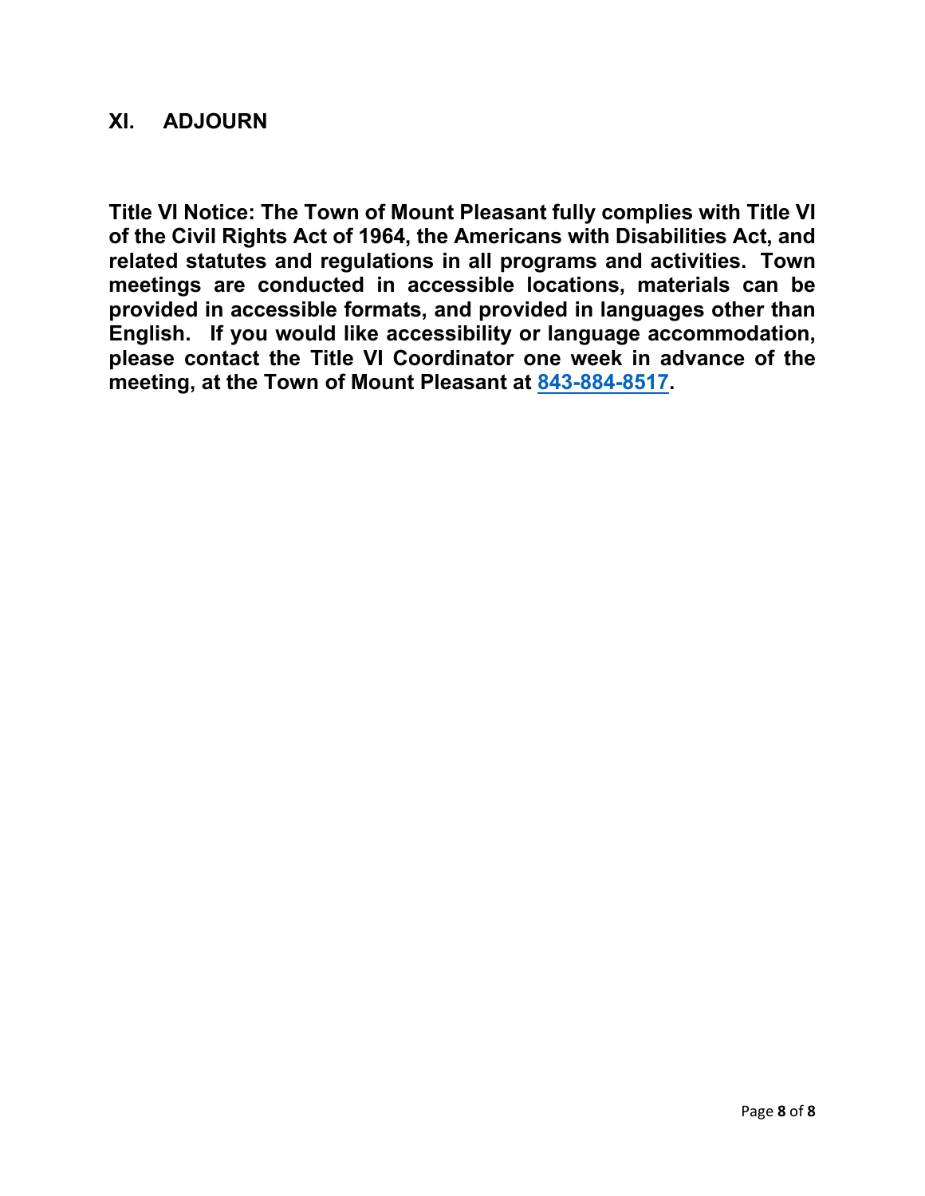## XI. ADJOURN

**Title VI Notice: The Town of Mount Pleasant fully complies with Title VI of the Civil Rights Act of 1964, the Americans with Disabilities Act, and related statutes and regulations in all programs and activities. Town meetings are conducted in accessible locations, materials can be provided in accessible formats, and provided in languages other than English. If you would like accessibility or language accommodation, please contact the Title VI Coordinator one week in advance of the meeting, at the Town of Mount Pleasant at 843-884-8517.**